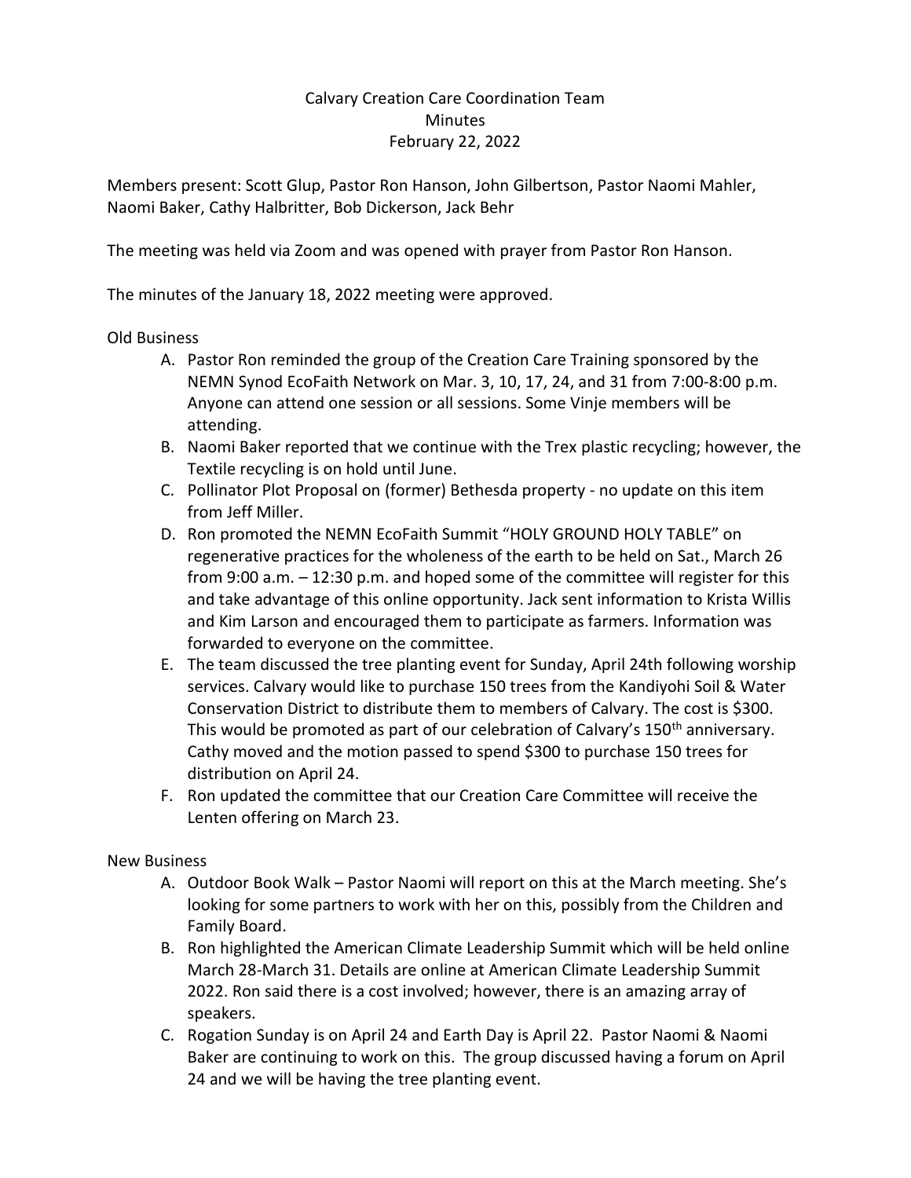# Calvary Creation Care Coordination Team
## Minutes
### February 22, 2022

Members present: Scott Glup, Pastor Ron Hanson, John Gilbertson, Pastor Naomi Mahler, Naomi Baker, Cathy Halbritter, Bob Dickerson, Jack Behr

The meeting was held via Zoom and was opened with prayer from Pastor Ron Hanson.

The minutes of the January 18, 2022 meeting were approved.

Old Business

A. Pastor Ron reminded the group of the Creation Care Training sponsored by the NEMN Synod EcoFaith Network on Mar. 3, 10, 17, 24, and 31 from 7:00-8:00 p.m. Anyone can attend one session or all sessions. Some Vinje members will be attending.
B. Naomi Baker reported that we continue with the Trex plastic recycling; however, the Textile recycling is on hold until June.
C. Pollinator Plot Proposal on (former) Bethesda property - no update on this item from Jeff Miller.
D. Ron promoted the NEMN EcoFaith Summit "HOLY GROUND HOLY TABLE" on regenerative practices for the wholeness of the earth to be held on Sat., March 26 from 9:00 a.m. – 12:30 p.m. and hoped some of the committee will register for this and take advantage of this online opportunity. Jack sent information to Krista Willis and Kim Larson and encouraged them to participate as farmers. Information was forwarded to everyone on the committee.
E. The team discussed the tree planting event for Sunday, April 24th following worship services. Calvary would like to purchase 150 trees from the Kandiyohi Soil & Water Conservation District to distribute them to members of Calvary. The cost is $300. This would be promoted as part of our celebration of Calvary's 150th anniversary. Cathy moved and the motion passed to spend $300 to purchase 150 trees for distribution on April 24.
F. Ron updated the committee that our Creation Care Committee will receive the Lenten offering on March 23.

New Business

A. Outdoor Book Walk – Pastor Naomi will report on this at the March meeting. She's looking for some partners to work with her on this, possibly from the Children and Family Board.
B. Ron highlighted the American Climate Leadership Summit which will be held online March 28-March 31. Details are online at American Climate Leadership Summit 2022. Ron said there is a cost involved; however, there is an amazing array of speakers.
C. Rogation Sunday is on April 24 and Earth Day is April 22. Pastor Naomi & Naomi Baker are continuing to work on this. The group discussed having a forum on April 24 and we will be having the tree planting event.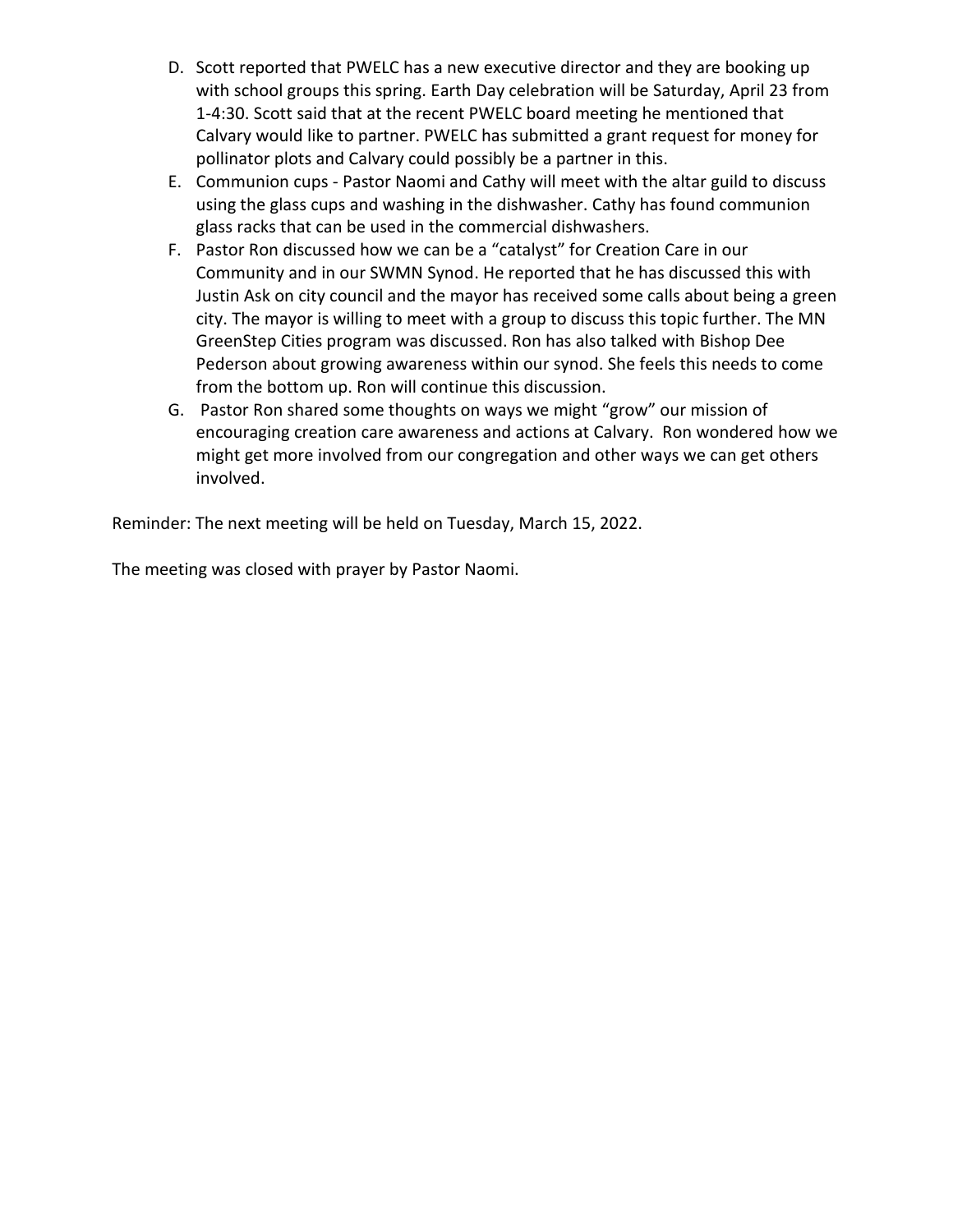D. Scott reported that PWELC has a new executive director and they are booking up with school groups this spring. Earth Day celebration will be Saturday, April 23 from 1-4:30. Scott said that at the recent PWELC board meeting he mentioned that Calvary would like to partner. PWELC has submitted a grant request for money for pollinator plots and Calvary could possibly be a partner in this.

E. Communion cups - Pastor Naomi and Cathy will meet with the altar guild to discuss using the glass cups and washing in the dishwasher. Cathy has found communion glass racks that can be used in the commercial dishwashers.

F. Pastor Ron discussed how we can be a "catalyst" for Creation Care in our Community and in our SWMN Synod. He reported that he has discussed this with Justin Ask on city council and the mayor has received some calls about being a green city. The mayor is willing to meet with a group to discuss this topic further. The MN GreenStep Cities program was discussed. Ron has also talked with Bishop Dee Pederson about growing awareness within our synod. She feels this needs to come from the bottom up. Ron will continue this discussion.

G. Pastor Ron shared some thoughts on ways we might "grow" our mission of encouraging creation care awareness and actions at Calvary. Ron wondered how we might get more involved from our congregation and other ways we can get others involved.

Reminder: The next meeting will be held on Tuesday, March 15, 2022.

The meeting was closed with prayer by Pastor Naomi.